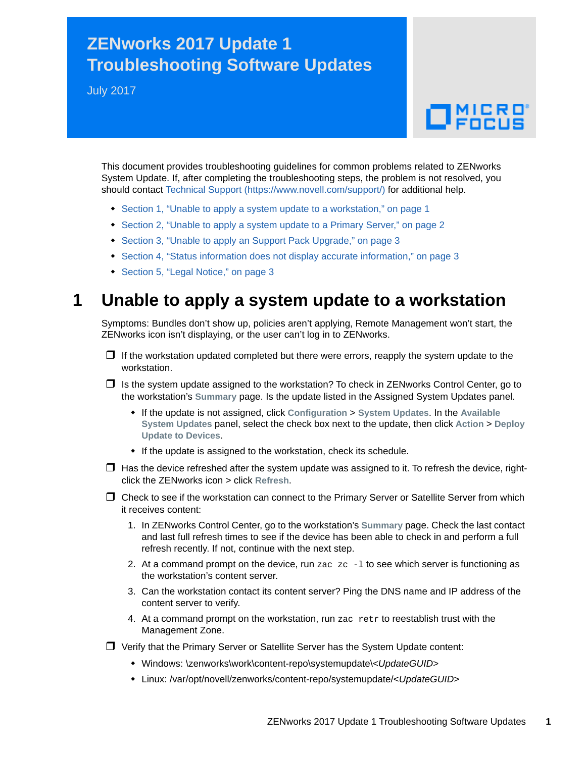# ZENworks 2017 Update 1 Troubleshooting Software Updates

July 2017

This document provides troubleshooting guidelines for common problems related to ZENworks System Update. If, after completing the troubleshooting steps, the problem is not resolved, you should contact Technical Support (https://www.novell.com/support/) for additional help.

- Section 1, "Unable to apply a system update to a workstation," on page 1
- Section 2, "Unable to apply a system update to a Primary Server," on page 2
- Section 3, "Unable to apply an Support Pack Upgrade," on page 3
- Section 4, "Status information does not display accurate information," on page 3
- Section 5, "Legal Notice," on page 3

## 1 Unable to apply a system update to a workstation

Symptoms: Bundles don't show up, policies aren't applying, Remote Management won't start, the ZENworks icon isn't displaying, or the user can't log in to ZENworks.

- ❒ If the workstation updated completed but there were errors, reapply the system update to the workstation.
- ❒ Is the system update assigned to the workstation? To check in ZENworks Control Center, go to the workstation's **Summary** page. Is the update listed in the Assigned System Updates panel.
  - If the update is not assigned, click **Configuration** > **System Updates**. In the **Available System Updates** panel, select the check box next to the update, then click **Action** > **Deploy Update to Devices**.
  - If the update is assigned to the workstation, check its schedule.
- ❒ Has the device refreshed after the system update was assigned to it. To refresh the device, right-click the ZENworks icon > click **Refresh**.
- ❒ Check to see if the workstation can connect to the Primary Server or Satellite Server from which it receives content:
  1. In ZENworks Control Center, go to the workstation's **Summary** page. Check the last contact and last full refresh times to see if the device has been able to check in and perform a full refresh recently. If not, continue with the next step.
  2. At a command prompt on the device, run `zac zc -l` to see which server is functioning as the workstation's content server.
  3. Can the workstation contact its content server? Ping the DNS name and IP address of the content server to verify.
  4. At a command prompt on the workstation, run `zac retr` to reestablish trust with the Management Zone.
- ❒ Verify that the Primary Server or Satellite Server has the System Update content:
  - Windows: \zenworks\work\content-repo\systemupdate\<*UpdateGUID*>
  - Linux: /var/opt/novell/zenworks/content-repo/systemupdate/<*UpdateGUID*>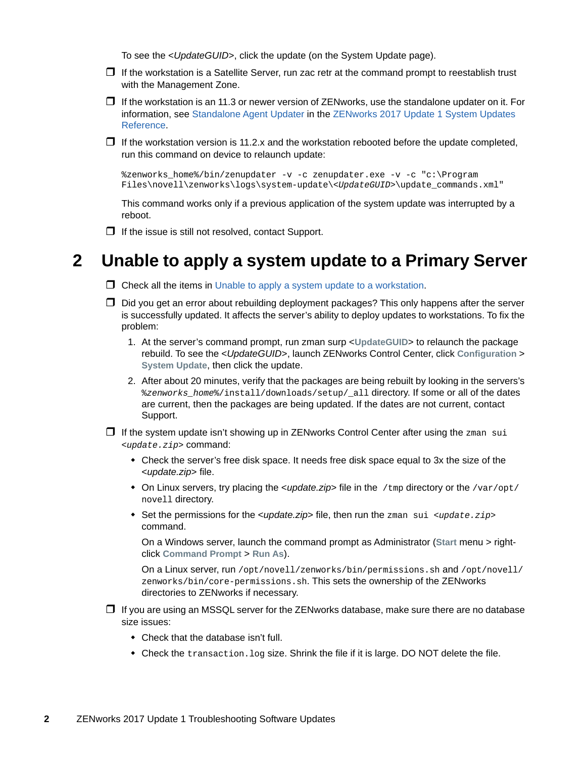To see the <*UpdateGUID*>, click the update (on the System Update page).

- ❒ If the workstation is a Satellite Server, run zac retr at the command prompt to reestablish trust with the Management Zone.
- ❒ If the workstation is an 11.3 or newer version of ZENworks, use the standalone updater on it. For information, see Standalone Agent Updater in the ZENworks 2017 Update 1 System Updates Reference.
- ❒ If the workstation version is 11.2.x and the workstation rebooted before the update completed, run this command on device to relaunch update:

  ```
  %zenworks_home%/bin/zenupdater -v -c zenupdater.exe -v -c "c:\Program
  Files\novell\zenworks\logs\system-update\<UpdateGUID>\update_commands.xml"
  ```

  This command works only if a previous application of the system update was interrupted by a reboot.

- ❒ If the issue is still not resolved, contact Support.

# 2 Unable to apply a system update to a Primary Server

- ❒ Check all the items in Unable to apply a system update to a workstation.
- ❒ Did you get an error about rebuilding deployment packages? This only happens after the server is successfully updated. It affects the server's ability to deploy updates to workstations. To fix the problem:
  1. At the server's command prompt, run zman surp <**UpdateGUID**> to relaunch the package rebuild. To see the <*UpdateGUID*>, launch ZENworks Control Center, click **Configuration** > **System Update**, then click the update.
  2. After about 20 minutes, verify that the packages are being rebuilt by looking in the servers's `%zenworks_home%/install/downloads/setup/_all` directory. If some or all of the dates are current, then the packages are being updated. If the dates are not current, contact Support.
- ❒ If the system update isn't showing up in ZENworks Control Center after using the `zman sui <update.zip>` command:
  - Check the server's free disk space. It needs free disk space equal to 3x the size of the <*update.zip*> file.
  - On Linux servers, try placing the <*update.zip*> file in the `/tmp` directory or the `/var/opt/novell` directory.
  - Set the permissions for the <*update.zip*> file, then run the `zman sui <update.zip>` command.

    On a Windows server, launch the command prompt as Administrator (**Start** menu > right-click **Command Prompt** > **Run As**).

    On a Linux server, run `/opt/novell/zenworks/bin/permissions.sh` and `/opt/novell/zenworks/bin/core-permissions.sh`. This sets the ownership of the ZENworks directories to ZENworks if necessary.
- ❒ If you are using an MSSQL server for the ZENworks database, make sure there are no database size issues:
  - Check that the database isn't full.
  - Check the `transaction.log` size. Shrink the file if it is large. DO NOT delete the file.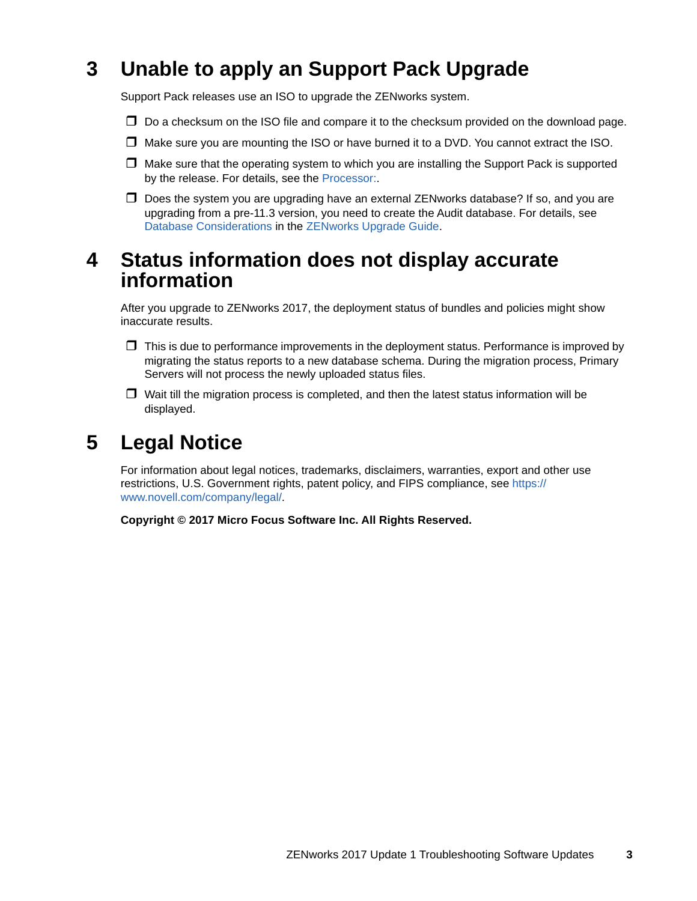# 3 Unable to apply an Support Pack Upgrade

Support Pack releases use an ISO to upgrade the ZENworks system.

- ❒ Do a checksum on the ISO file and compare it to the checksum provided on the download page.
- ❒ Make sure you are mounting the ISO or have burned it to a DVD. You cannot extract the ISO.
- ❒ Make sure that the operating system to which you are installing the Support Pack is supported by the release. For details, see the Processor:.
- ❒ Does the system you are upgrading have an external ZENworks database? If so, and you are upgrading from a pre-11.3 version, you need to create the Audit database. For details, see Database Considerations in the ZENworks Upgrade Guide.

# 4 Status information does not display accurate information

After you upgrade to ZENworks 2017, the deployment status of bundles and policies might show inaccurate results.

- ❒ This is due to performance improvements in the deployment status. Performance is improved by migrating the status reports to a new database schema. During the migration process, Primary Servers will not process the newly uploaded status files.
- ❒ Wait till the migration process is completed, and then the latest status information will be displayed.

# 5 Legal Notice

For information about legal notices, trademarks, disclaimers, warranties, export and other use restrictions, U.S. Government rights, patent policy, and FIPS compliance, see https://www.novell.com/company/legal/.

**Copyright © 2017 Micro Focus Software Inc. All Rights Reserved.**